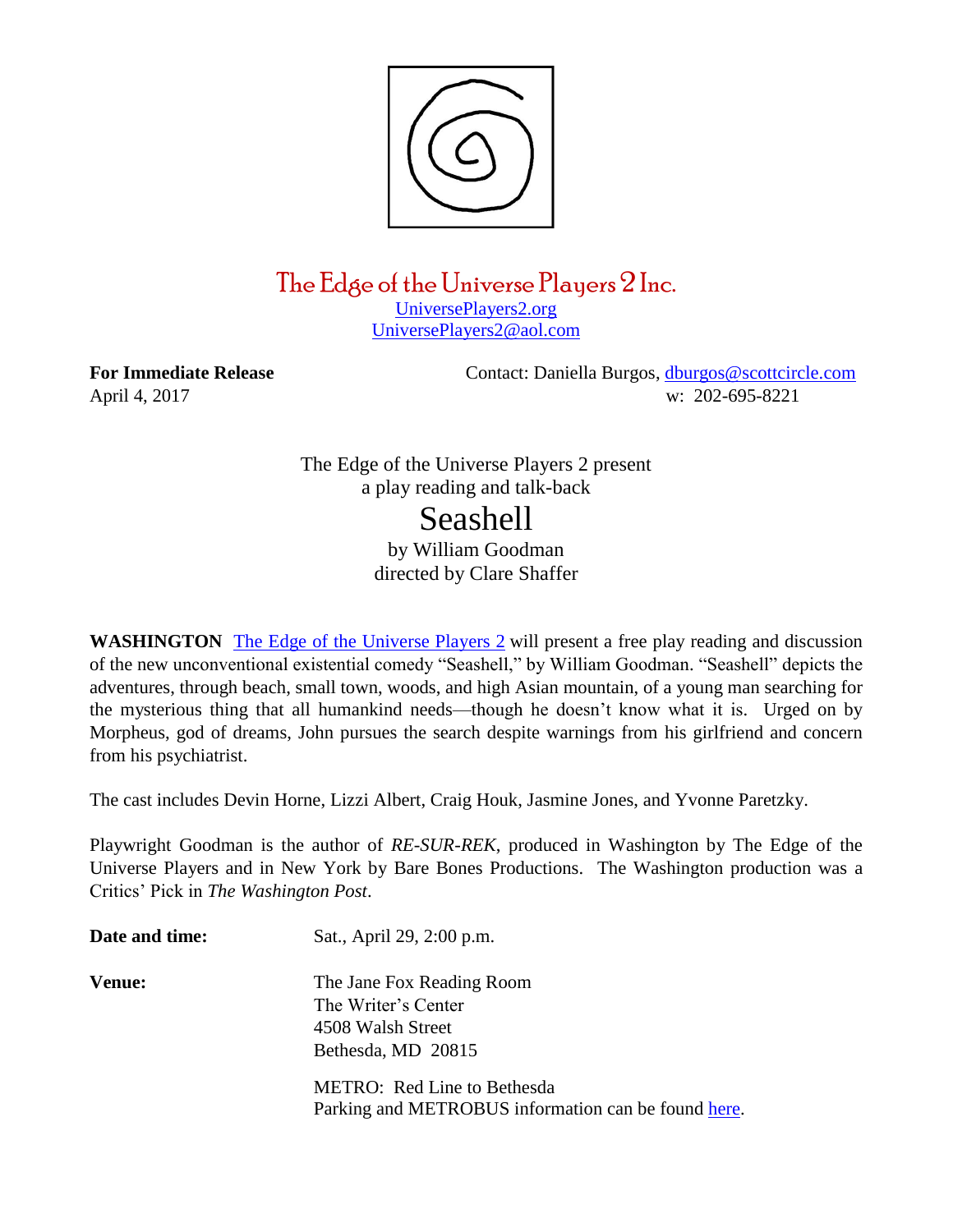# The Edge of the Universe Players 2 Inc.

UniversePlayers2.org
UniversePlayers2@aol.com

**For Immediate Release**
April 4, 2017

Contact: Daniella Burgos, dburgos@scottcircle.com
w: 202-695-8221

The Edge of the Universe Players 2 present
a play reading and talk-back

## Seashell

by William Goodman
directed by Clare Shaffer

**WASHINGTON** The Edge of the Universe Players 2 will present a free play reading and discussion of the new unconventional existential comedy "Seashell," by William Goodman. "Seashell" depicts the adventures, through beach, small town, woods, and high Asian mountain, of a young man searching for the mysterious thing that all humankind needs—though he doesn't know what it is. Urged on by Morpheus, god of dreams, John pursues the search despite warnings from his girlfriend and concern from his psychiatrist.

The cast includes Devin Horne, Lizzi Albert, Craig Houk, Jasmine Jones, and Yvonne Paretzky.

Playwright Goodman is the author of *RE-SUR-REK*, produced in Washington by The Edge of the Universe Players and in New York by Bare Bones Productions. The Washington production was a Critics' Pick in *The Washington Post*.

**Date and time:** Sat., April 29, 2:00 p.m.

**Venue:** The Jane Fox Reading Room
The Writer's Center
4508 Walsh Street
Bethesda, MD 20815

METRO: Red Line to Bethesda
Parking and METROBUS information can be found here.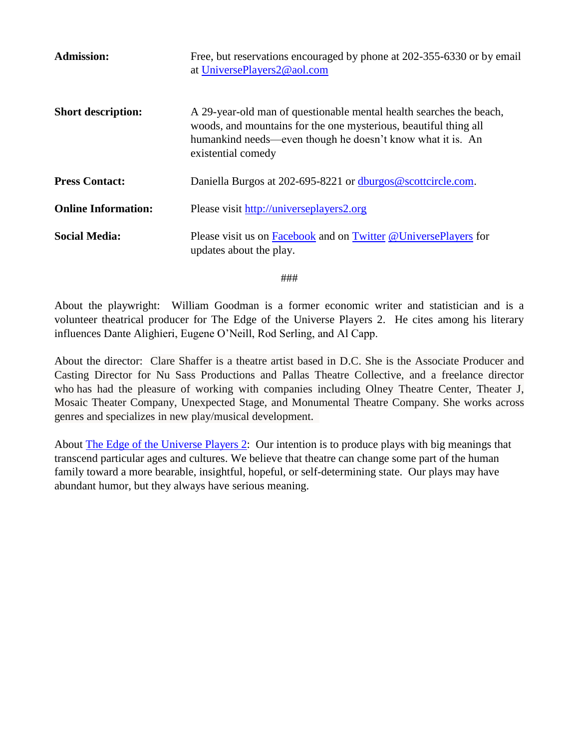**Admission:** Free, but reservations encouraged by phone at 202-355-6330 or by email at UniversePlayers2@aol.com

**Short description:** A 29-year-old man of questionable mental health searches the beach, woods, and mountains for the one mysterious, beautiful thing all humankind needs—even though he doesn't know what it is. An existential comedy

**Press Contact:** Daniella Burgos at 202-695-8221 or dburgos@scottcircle.com.

**Online Information:** Please visit http://universeplayers2.org

**Social Media:** Please visit us on Facebook and on Twitter @UniversePlayers for updates about the play.

###

About the playwright: William Goodman is a former economic writer and statistician and is a volunteer theatrical producer for The Edge of the Universe Players 2. He cites among his literary influences Dante Alighieri, Eugene O'Neill, Rod Serling, and Al Capp.

About the director: Clare Shaffer is a theatre artist based in D.C. She is the Associate Producer and Casting Director for Nu Sass Productions and Pallas Theatre Collective, and a freelance director who has had the pleasure of working with companies including Olney Theatre Center, Theater J, Mosaic Theater Company, Unexpected Stage, and Monumental Theatre Company. She works across genres and specializes in new play/musical development.

About The Edge of the Universe Players 2: Our intention is to produce plays with big meanings that transcend particular ages and cultures. We believe that theatre can change some part of the human family toward a more bearable, insightful, hopeful, or self-determining state. Our plays may have abundant humor, but they always have serious meaning.